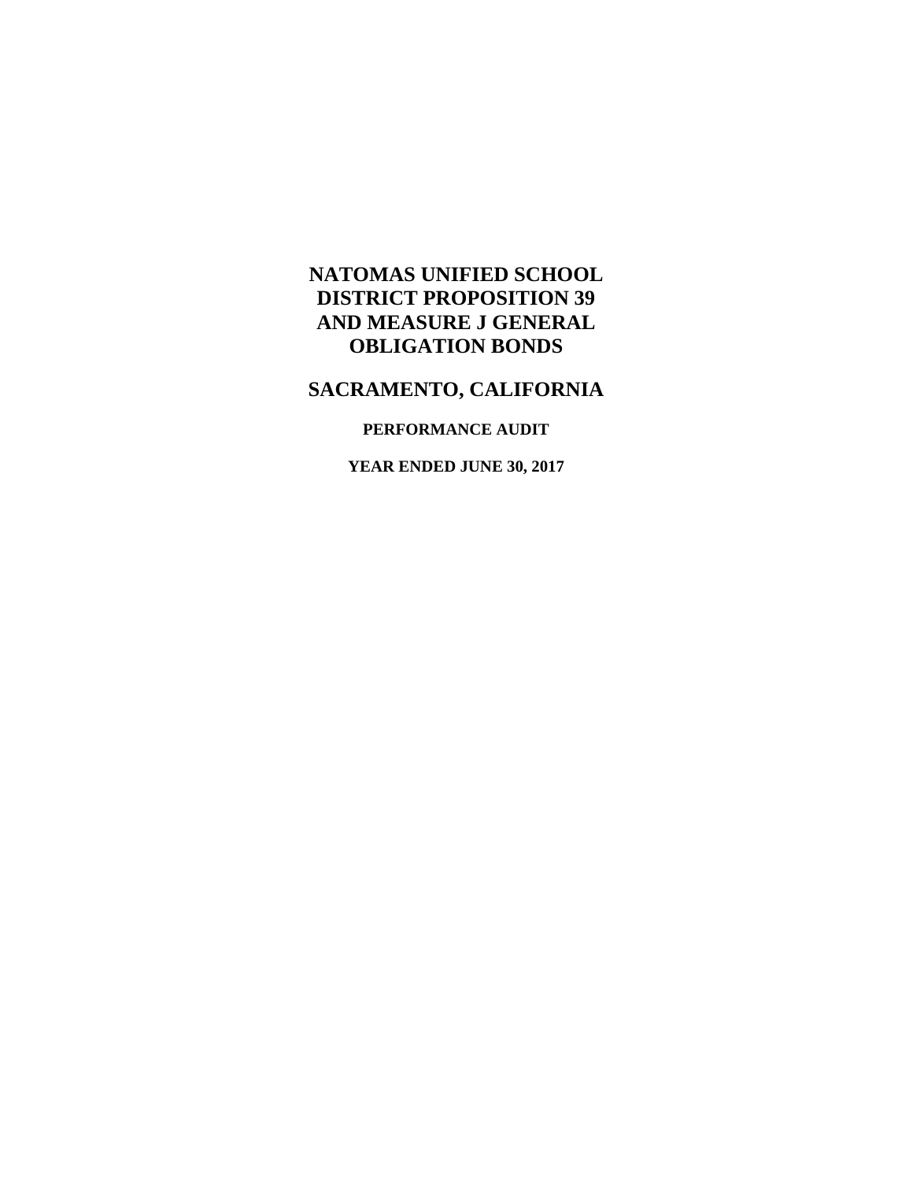# NATOMAS UNIFIED SCHOOL DISTRICT PROPOSITION 39 AND MEASURE J GENERAL OBLIGATION BONDS

## SACRAMENTO, CALIFORNIA

**PERFORMANCE AUDIT**

**YEAR ENDED JUNE 30, 2017**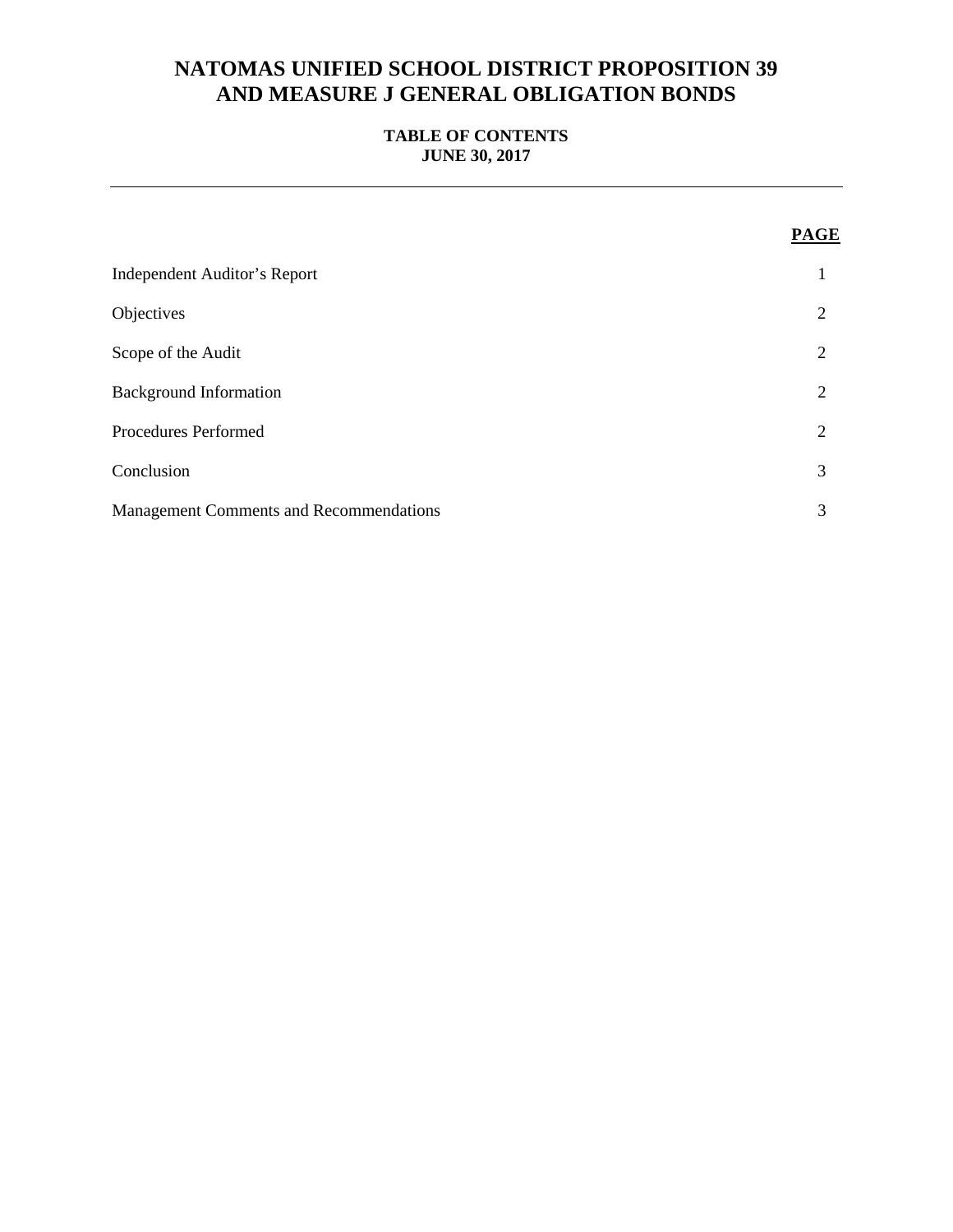# NATOMAS UNIFIED SCHOOL DISTRICT PROPOSITION 39 AND MEASURE J GENERAL OBLIGATION BONDS

**TABLE OF CONTENTS**
**JUNE 30, 2017**

---

| | **PAGE** |
|---|---|
| Independent Auditor's Report | 1 |
| Objectives | 2 |
| Scope of the Audit | 2 |
| Background Information | 2 |
| Procedures Performed | 2 |
| Conclusion | 3 |
| Management Comments and Recommendations | 3 |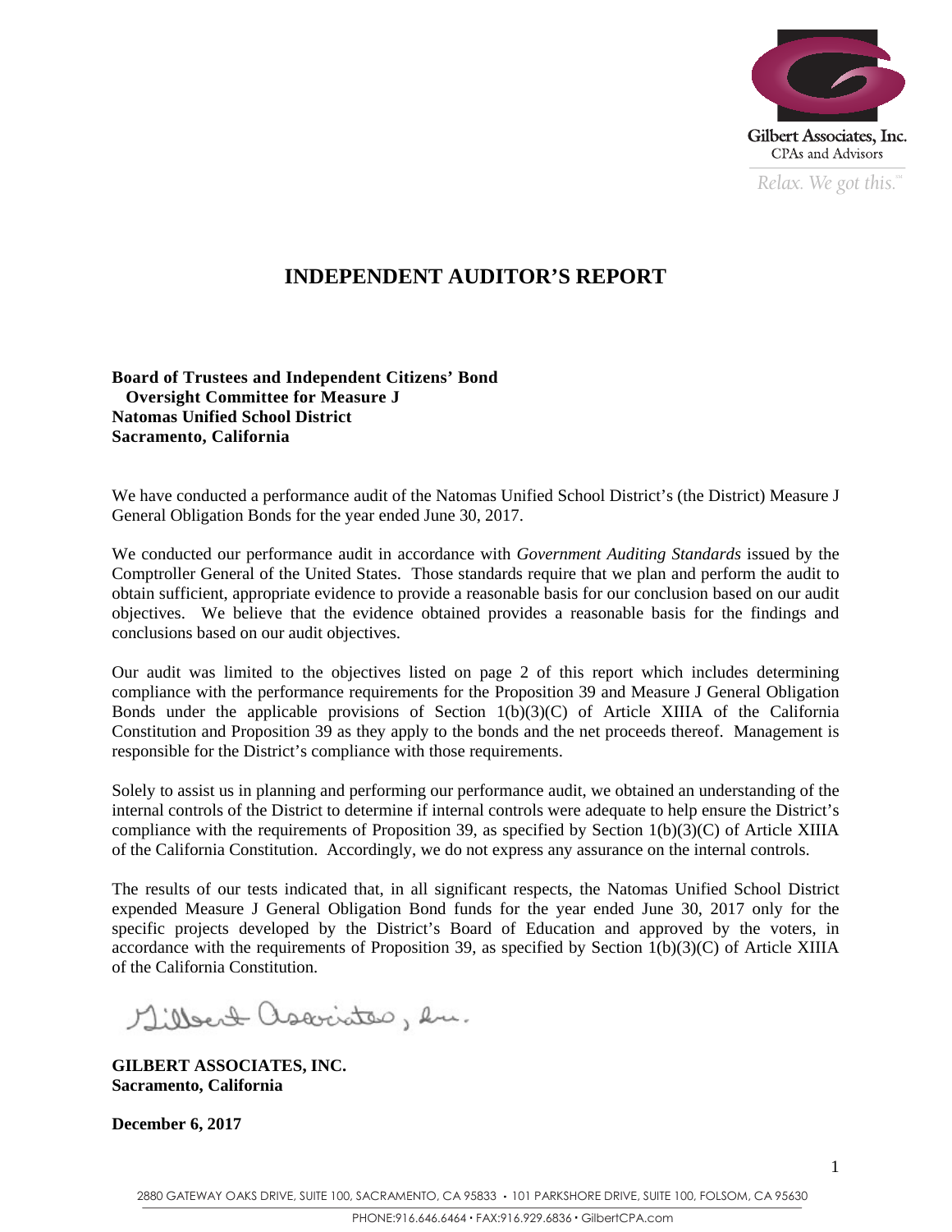Gilbert Associates, Inc.
CPAs and Advisors

*Relax. We got this.*℠

# INDEPENDENT AUDITOR'S REPORT

**Board of Trustees and Independent Citizens' Bond**
**Oversight Committee for Measure J**
**Natomas Unified School District**
**Sacramento, California**

We have conducted a performance audit of the Natomas Unified School District's (the District) Measure J General Obligation Bonds for the year ended June 30, 2017.

We conducted our performance audit in accordance with *Government Auditing Standards* issued by the Comptroller General of the United States. Those standards require that we plan and perform the audit to obtain sufficient, appropriate evidence to provide a reasonable basis for our conclusion based on our audit objectives. We believe that the evidence obtained provides a reasonable basis for the findings and conclusions based on our audit objectives.

Our audit was limited to the objectives listed on page 2 of this report which includes determining compliance with the performance requirements for the Proposition 39 and Measure J General Obligation Bonds under the applicable provisions of Section 1(b)(3)(C) of Article XIIIA of the California Constitution and Proposition 39 as they apply to the bonds and the net proceeds thereof. Management is responsible for the District's compliance with those requirements.

Solely to assist us in planning and performing our performance audit, we obtained an understanding of the internal controls of the District to determine if internal controls were adequate to help ensure the District's compliance with the requirements of Proposition 39, as specified by Section 1(b)(3)(C) of Article XIIIA of the California Constitution. Accordingly, we do not express any assurance on the internal controls.

The results of our tests indicated that, in all significant respects, the Natomas Unified School District expended Measure J General Obligation Bond funds for the year ended June 30, 2017 only for the specific projects developed by the District's Board of Education and approved by the voters, in accordance with the requirements of Proposition 39, as specified by Section 1(b)(3)(C) of Article XIIIA of the California Constitution.

*Gilbert Associates, Inc.*

**GILBERT ASSOCIATES, INC.**
**Sacramento, California**

**December 6, 2017**

2880 GATEWAY OAKS DRIVE, SUITE 100, SACRAMENTO, CA 95833 • 101 PARKSHORE DRIVE, SUITE 100, FOLSOM, CA 95630
PHONE:916.646.6464 • FAX:916.929.6836 • GilbertCPA.com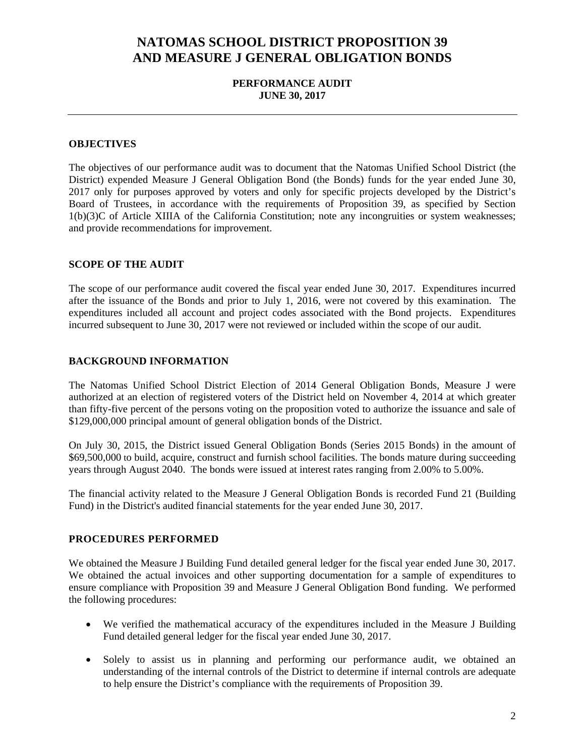# NATOMAS SCHOOL DISTRICT PROPOSITION 39 AND MEASURE J GENERAL OBLIGATION BONDS

**PERFORMANCE AUDIT**
**JUNE 30, 2017**

---

## OBJECTIVES

The objectives of our performance audit was to document that the Natomas Unified School District (the District) expended Measure J General Obligation Bond (the Bonds) funds for the year ended June 30, 2017 only for purposes approved by voters and only for specific projects developed by the District's Board of Trustees, in accordance with the requirements of Proposition 39, as specified by Section 1(b)(3)C of Article XIIIA of the California Constitution; note any incongruities or system weaknesses; and provide recommendations for improvement.

## SCOPE OF THE AUDIT

The scope of our performance audit covered the fiscal year ended June 30, 2017. Expenditures incurred after the issuance of the Bonds and prior to July 1, 2016, were not covered by this examination. The expenditures included all account and project codes associated with the Bond projects. Expenditures incurred subsequent to June 30, 2017 were not reviewed or included within the scope of our audit.

## BACKGROUND INFORMATION

The Natomas Unified School District Election of 2014 General Obligation Bonds, Measure J were authorized at an election of registered voters of the District held on November 4, 2014 at which greater than fifty-five percent of the persons voting on the proposition voted to authorize the issuance and sale of $129,000,000 principal amount of general obligation bonds of the District.

On July 30, 2015, the District issued General Obligation Bonds (Series 2015 Bonds) in the amount of $69,500,000 to build, acquire, construct and furnish school facilities. The bonds mature during succeeding years through August 2040. The bonds were issued at interest rates ranging from 2.00% to 5.00%.

The financial activity related to the Measure J General Obligation Bonds is recorded Fund 21 (Building Fund) in the District's audited financial statements for the year ended June 30, 2017.

## PROCEDURES PERFORMED

We obtained the Measure J Building Fund detailed general ledger for the fiscal year ended June 30, 2017. We obtained the actual invoices and other supporting documentation for a sample of expenditures to ensure compliance with Proposition 39 and Measure J General Obligation Bond funding. We performed the following procedures:

- We verified the mathematical accuracy of the expenditures included in the Measure J Building Fund detailed general ledger for the fiscal year ended June 30, 2017.
- Solely to assist us in planning and performing our performance audit, we obtained an understanding of the internal controls of the District to determine if internal controls are adequate to help ensure the District's compliance with the requirements of Proposition 39.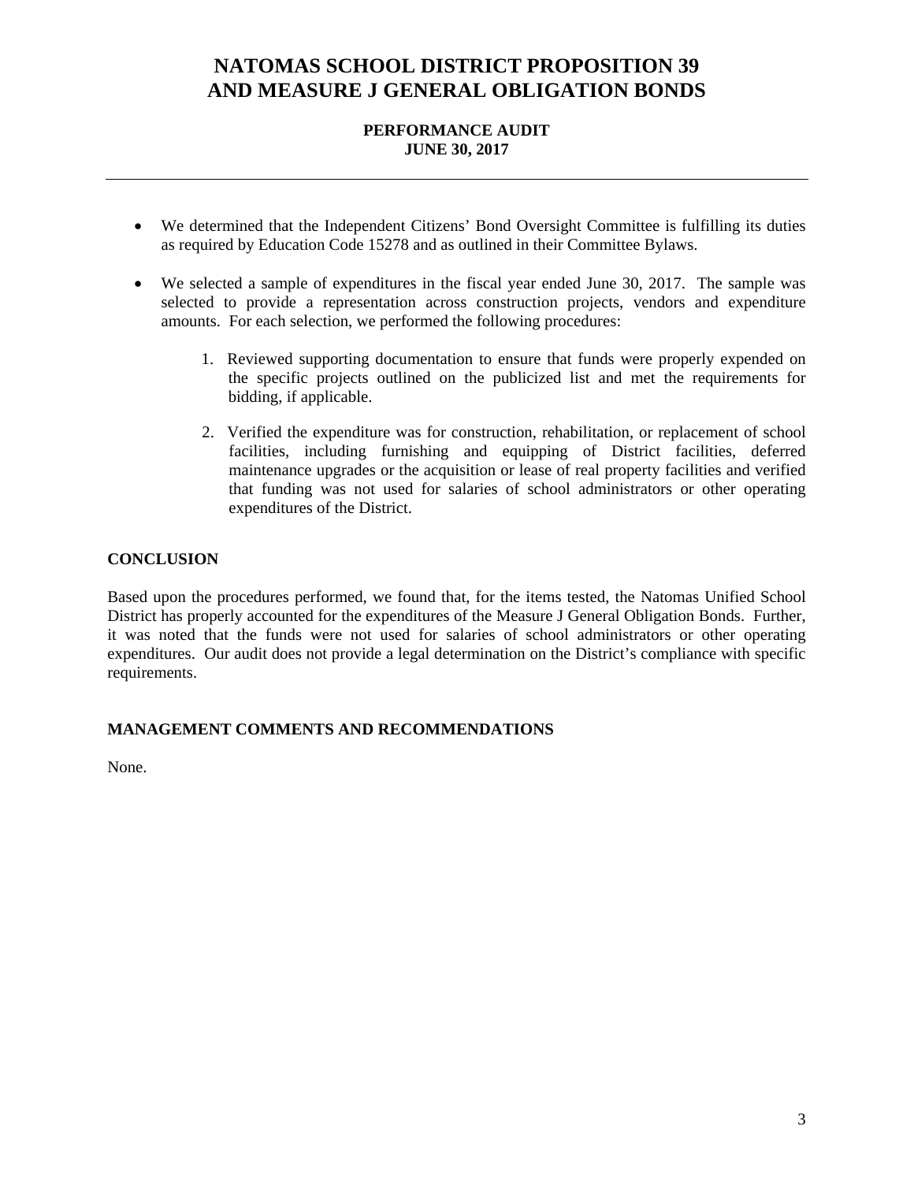# NATOMAS SCHOOL DISTRICT PROPOSITION 39 AND MEASURE J GENERAL OBLIGATION BONDS

**PERFORMANCE AUDIT**
**JUNE 30, 2017**

---

- We determined that the Independent Citizens' Bond Oversight Committee is fulfilling its duties as required by Education Code 15278 and as outlined in their Committee Bylaws.

- We selected a sample of expenditures in the fiscal year ended June 30, 2017. The sample was selected to provide a representation across construction projects, vendors and expenditure amounts. For each selection, we performed the following procedures:

    1. Reviewed supporting documentation to ensure that funds were properly expended on the specific projects outlined on the publicized list and met the requirements for bidding, if applicable.

    2. Verified the expenditure was for construction, rehabilitation, or replacement of school facilities, including furnishing and equipping of District facilities, deferred maintenance upgrades or the acquisition or lease of real property facilities and verified that funding was not used for salaries of school administrators or other operating expenditures of the District.

## CONCLUSION

Based upon the procedures performed, we found that, for the items tested, the Natomas Unified School District has properly accounted for the expenditures of the Measure J General Obligation Bonds. Further, it was noted that the funds were not used for salaries of school administrators or other operating expenditures. Our audit does not provide a legal determination on the District's compliance with specific requirements.

## MANAGEMENT COMMENTS AND RECOMMENDATIONS

None.